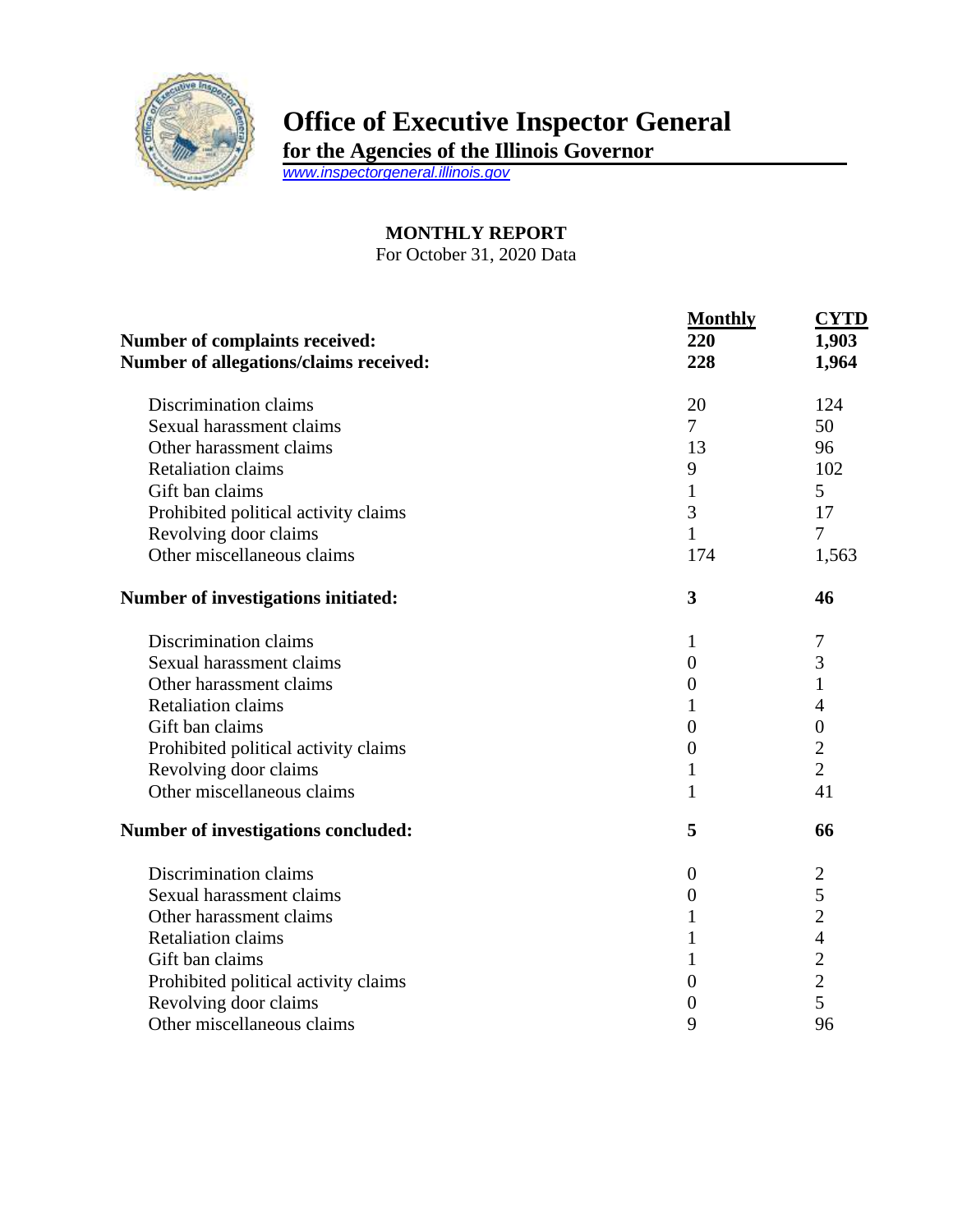# Office of Executive Inspector General

**for the Agencies of the Illinois Governor**

www.inspectorgeneral.illinois.gov

## MONTHLY REPORT

For October 31, 2020 Data

| | Monthly | CYTD |
|---|---|---|
| **Number of complaints received:** | **220** | **1,903** |
| **Number of allegations/claims received:** | **228** | **1,964** |
| Discrimination claims | 20 | 124 |
| Sexual harassment claims | 7 | 50 |
| Other harassment claims | 13 | 96 |
| Retaliation claims | 9 | 102 |
| Gift ban claims | 1 | 5 |
| Prohibited political activity claims | 3 | 17 |
| Revolving door claims | 1 | 7 |
| Other miscellaneous claims | 174 | 1,563 |
| **Number of investigations initiated:** | **3** | **46** |
| Discrimination claims | 1 | 7 |
| Sexual harassment claims | 0 | 3 |
| Other harassment claims | 0 | 1 |
| Retaliation claims | 1 | 4 |
| Gift ban claims | 0 | 0 |
| Prohibited political activity claims | 0 | 2 |
| Revolving door claims | 1 | 2 |
| Other miscellaneous claims | 1 | 41 |
| **Number of investigations concluded:** | **5** | **66** |
| Discrimination claims | 0 | 2 |
| Sexual harassment claims | 0 | 5 |
| Other harassment claims | 1 | 2 |
| Retaliation claims | 1 | 4 |
| Gift ban claims | 1 | 2 |
| Prohibited political activity claims | 0 | 2 |
| Revolving door claims | 0 | 5 |
| Other miscellaneous claims | 9 | 96 |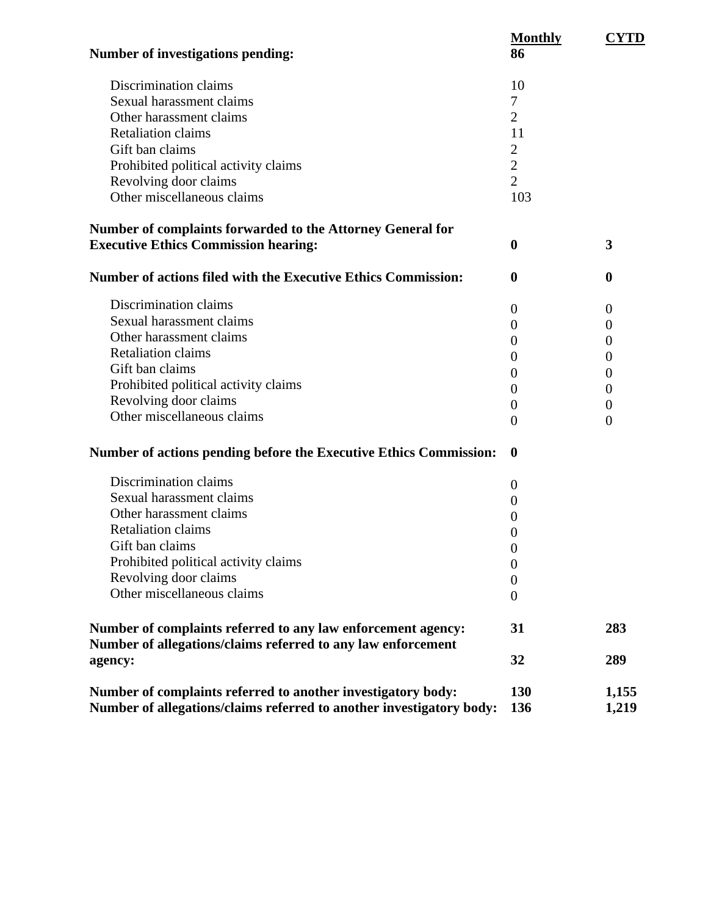| | Monthly | CYTD |
|---|---|---|
| **Number of investigations pending:** | **86** | |
| Discrimination claims | 10 | |
| Sexual harassment claims | 7 | |
| Other harassment claims | 2 | |
| Retaliation claims | 11 | |
| Gift ban claims | 2 | |
| Prohibited political activity claims | 2 | |
| Revolving door claims | 2 | |
| Other miscellaneous claims | 103 | |
| **Number of complaints forwarded to the Attorney General for Executive Ethics Commission hearing:** | **0** | **3** |
| **Number of actions filed with the Executive Ethics Commission:** | **0** | **0** |
| Discrimination claims | 0 | 0 |
| Sexual harassment claims | 0 | 0 |
| Other harassment claims | 0 | 0 |
| Retaliation claims | 0 | 0 |
| Gift ban claims | 0 | 0 |
| Prohibited political activity claims | 0 | 0 |
| Revolving door claims | 0 | 0 |
| Other miscellaneous claims | 0 | 0 |
| **Number of actions pending before the Executive Ethics Commission:** | **0** | |
| Discrimination claims | 0 | |
| Sexual harassment claims | 0 | |
| Other harassment claims | 0 | |
| Retaliation claims | 0 | |
| Gift ban claims | 0 | |
| Prohibited political activity claims | 0 | |
| Revolving door claims | 0 | |
| Other miscellaneous claims | 0 | |
| **Number of complaints referred to any law enforcement agency:** | **31** | **283** |
| **Number of allegations/claims referred to any law enforcement agency:** | **32** | **289** |
| **Number of complaints referred to another investigatory body:** | **130** | **1,155** |
| **Number of allegations/claims referred to another investigatory body:** | **136** | **1,219** |